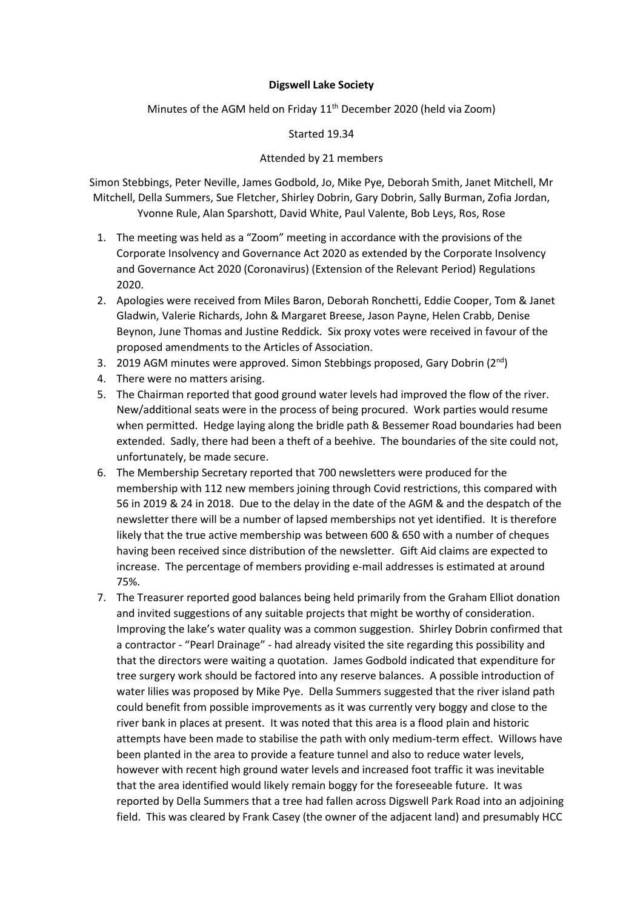**Digswell Lake Society**

Minutes of the AGM held on Friday 11th December 2020 (held via Zoom)

Started 19.34

Attended by 21 members

Simon Stebbings, Peter Neville, James Godbold, Jo, Mike Pye, Deborah Smith, Janet Mitchell, Mr Mitchell, Della Summers, Sue Fletcher, Shirley Dobrin, Gary Dobrin, Sally Burman, Zofia Jordan, Yvonne Rule, Alan Sparshott, David White, Paul Valente, Bob Leys, Ros, Rose

1. The meeting was held as a "Zoom" meeting in accordance with the provisions of the Corporate Insolvency and Governance Act 2020 as extended by the Corporate Insolvency and Governance Act 2020 (Coronavirus) (Extension of the Relevant Period) Regulations 2020.
2. Apologies were received from Miles Baron, Deborah Ronchetti, Eddie Cooper, Tom & Janet Gladwin, Valerie Richards, John & Margaret Breese, Jason Payne, Helen Crabb, Denise Beynon, June Thomas and Justine Reddick. Six proxy votes were received in favour of the proposed amendments to the Articles of Association.
3. 2019 AGM minutes were approved. Simon Stebbings proposed, Gary Dobrin (2nd)
4. There were no matters arising.
5. The Chairman reported that good ground water levels had improved the flow of the river. New/additional seats were in the process of being procured. Work parties would resume when permitted. Hedge laying along the bridle path & Bessemer Road boundaries had been extended. Sadly, there had been a theft of a beehive. The boundaries of the site could not, unfortunately, be made secure.
6. The Membership Secretary reported that 700 newsletters were produced for the membership with 112 new members joining through Covid restrictions, this compared with 56 in 2019 & 24 in 2018. Due to the delay in the date of the AGM & and the despatch of the newsletter there will be a number of lapsed memberships not yet identified. It is therefore likely that the true active membership was between 600 & 650 with a number of cheques having been received since distribution of the newsletter. Gift Aid claims are expected to increase. The percentage of members providing e-mail addresses is estimated at around 75%.
7. The Treasurer reported good balances being held primarily from the Graham Elliot donation and invited suggestions of any suitable projects that might be worthy of consideration. Improving the lake's water quality was a common suggestion. Shirley Dobrin confirmed that a contractor - "Pearl Drainage" - had already visited the site regarding this possibility and that the directors were waiting a quotation. James Godbold indicated that expenditure for tree surgery work should be factored into any reserve balances. A possible introduction of water lilies was proposed by Mike Pye. Della Summers suggested that the river island path could benefit from possible improvements as it was currently very boggy and close to the river bank in places at present. It was noted that this area is a flood plain and historic attempts have been made to stabilise the path with only medium-term effect. Willows have been planted in the area to provide a feature tunnel and also to reduce water levels, however with recent high ground water levels and increased foot traffic it was inevitable that the area identified would likely remain boggy for the foreseeable future. It was reported by Della Summers that a tree had fallen across Digswell Park Road into an adjoining field. This was cleared by Frank Casey (the owner of the adjacent land) and presumably HCC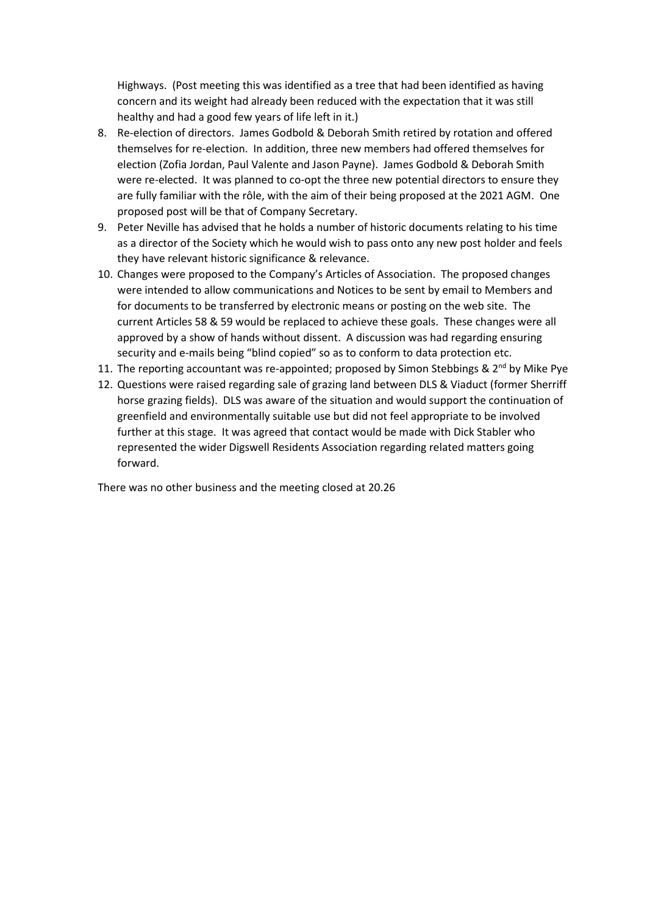Highways. (Post meeting this was identified as a tree that had been identified as having concern and its weight had already been reduced with the expectation that it was still healthy and had a good few years of life left in it.)

8. Re-election of directors. James Godbold & Deborah Smith retired by rotation and offered themselves for re-election. In addition, three new members had offered themselves for election (Zofia Jordan, Paul Valente and Jason Payne). James Godbold & Deborah Smith were re-elected. It was planned to co-opt the three new potential directors to ensure they are fully familiar with the rôle, with the aim of their being proposed at the 2021 AGM. One proposed post will be that of Company Secretary.
9. Peter Neville has advised that he holds a number of historic documents relating to his time as a director of the Society which he would wish to pass onto any new post holder and feels they have relevant historic significance & relevance.
10. Changes were proposed to the Company's Articles of Association. The proposed changes were intended to allow communications and Notices to be sent by email to Members and for documents to be transferred by electronic means or posting on the web site. The current Articles 58 & 59 would be replaced to achieve these goals. These changes were all approved by a show of hands without dissent. A discussion was had regarding ensuring security and e-mails being "blind copied" so as to conform to data protection etc.
11. The reporting accountant was re-appointed; proposed by Simon Stebbings & 2nd by Mike Pye
12. Questions were raised regarding sale of grazing land between DLS & Viaduct (former Sherriff horse grazing fields). DLS was aware of the situation and would support the continuation of greenfield and environmentally suitable use but did not feel appropriate to be involved further at this stage. It was agreed that contact would be made with Dick Stabler who represented the wider Digswell Residents Association regarding related matters going forward.

There was no other business and the meeting closed at 20.26